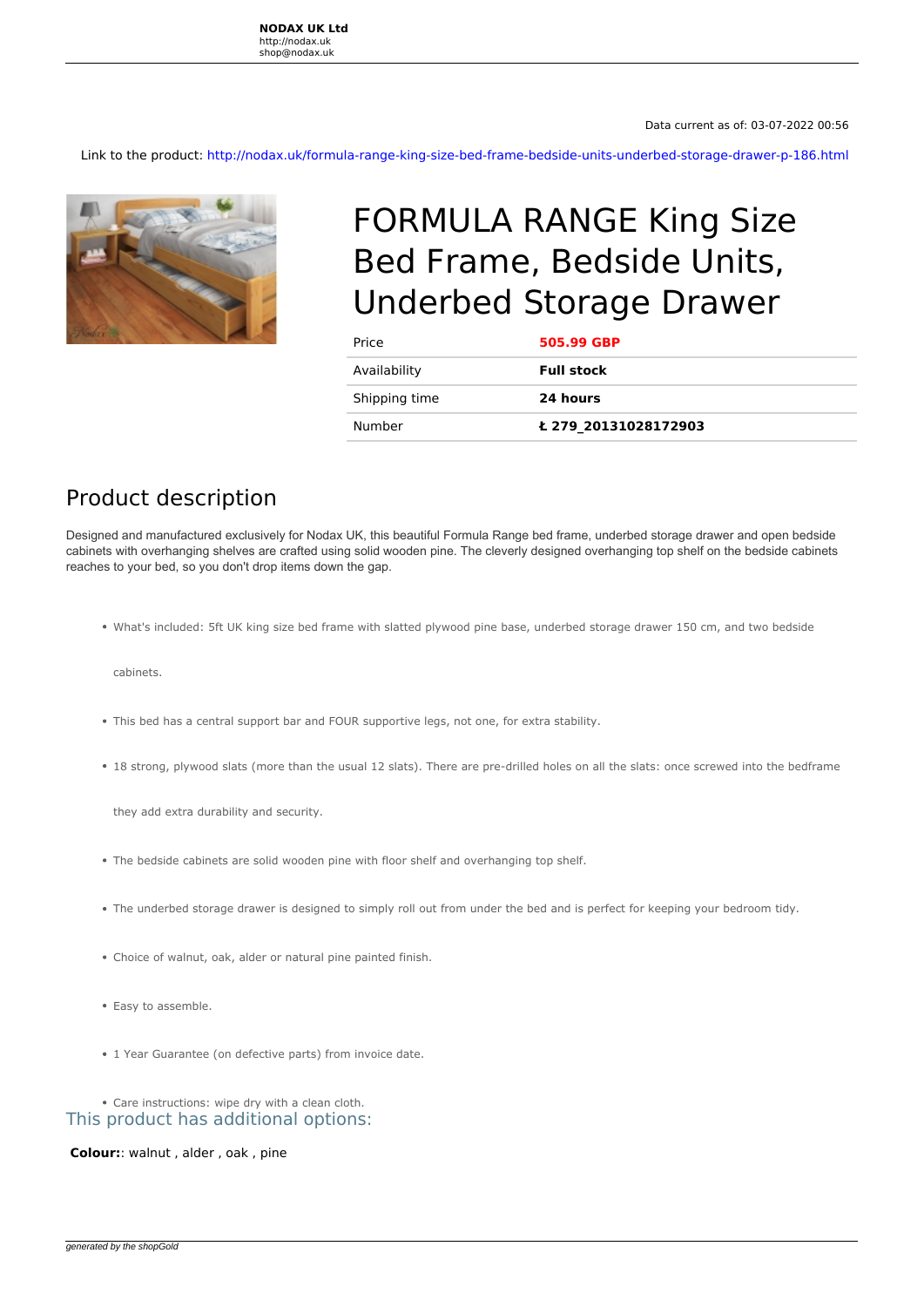**NODAX UK Ltd**
http://nodax.uk
shop@nodax.uk

Data current as of: 03-07-2022 00:56

Link to the product: http://nodax.uk/formula-range-king-size-bed-frame-bedside-units-underbed-storage-drawer-p-186.html

# FORMULA RANGE King Size Bed Frame, Bedside Units, Underbed Storage Drawer

| | |
|---|---|
| Price | **505.99 GBP** |
| Availability | **Full stock** |
| Shipping time | **24 hours** |
| Number | **ŧ 279_20131028172903** |

## Product description

Designed and manufactured exclusively for Nodax UK, this beautiful Formula Range bed frame, underbed storage drawer and open bedside cabinets with overhanging shelves are crafted using solid wooden pine. The cleverly designed overhanging top shelf on the bedside cabinets reaches to your bed, so you don't drop items down the gap.

- What's included: 5ft UK king size bed frame with slatted plywood pine base, underbed storage drawer 150 cm, and two bedside cabinets.
- This bed has a central support bar and FOUR supportive legs, not one, for extra stability.
- 18 strong, plywood slats (more than the usual 12 slats). There are pre-drilled holes on all the slats: once screwed into the bedframe they add extra durability and security.
- The bedside cabinets are solid wooden pine with floor shelf and overhanging top shelf.
- The underbed storage drawer is designed to simply roll out from under the bed and is perfect for keeping your bedroom tidy.
- Choice of walnut, oak, alder or natural pine painted finish.
- Easy to assemble.
- 1 Year Guarantee (on defective parts) from invoice date.
- Care instructions: wipe dry with a clean cloth.

## This product has additional options:

**Colour:**: walnut , alder , oak , pine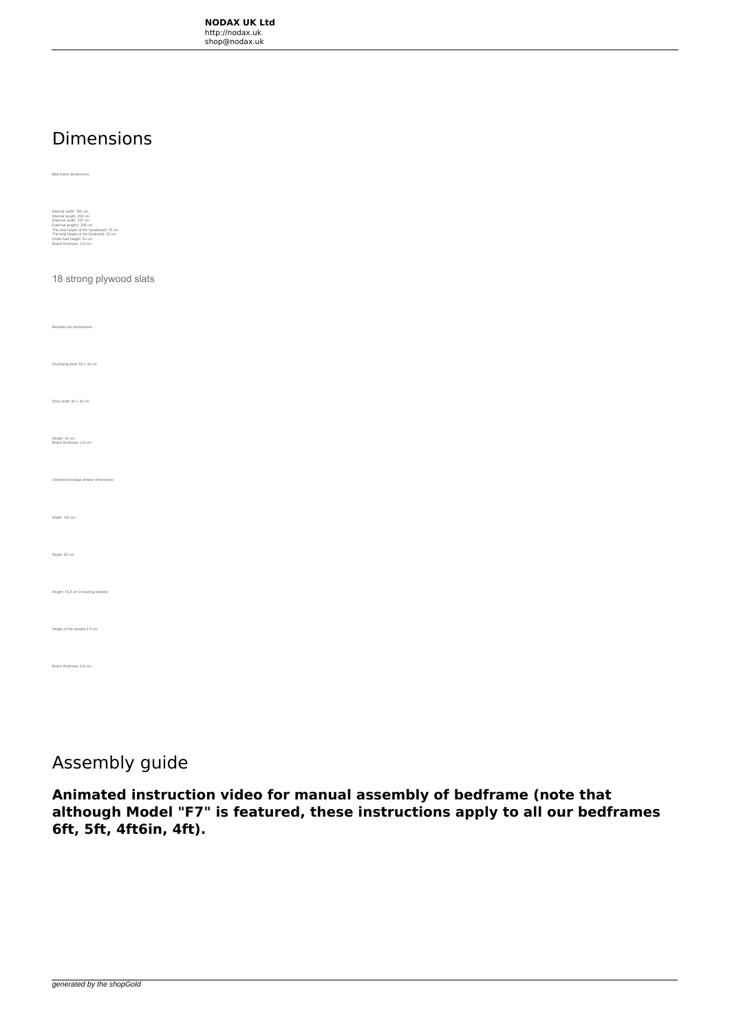# Dimensions

Bed frame dimensions:

Internal width: 150 cm
Internal length: 200 cm
External width: 157 cm
External lengths: 206 cm
The total height of the headboard: 70 cm
The total height of the footboard: 33 cm
Under bed height: 20 cm
Board thickness: 2.6 cm

18 strong plywood slats

Bedside unit dimensions:

Overhang shelf: 60 x 30 cm

Floor shelf: 40 x 30 cm

Height: 34 cm
Board thickness: 2.6 cm

Underbed storage drawer dimensions:

Width: 150 cm

Depth: 55 cm

Height: 16.5 cm (including wheels)

Height of the wheels 2.5 cm

Board thickness: 2.6 cm

# Assembly guide

**Animated instruction video for manual assembly of bedframe (note that although Model "F7" is featured, these instructions apply to all our bedframes 6ft, 5ft, 4ft6in, 4ft).**